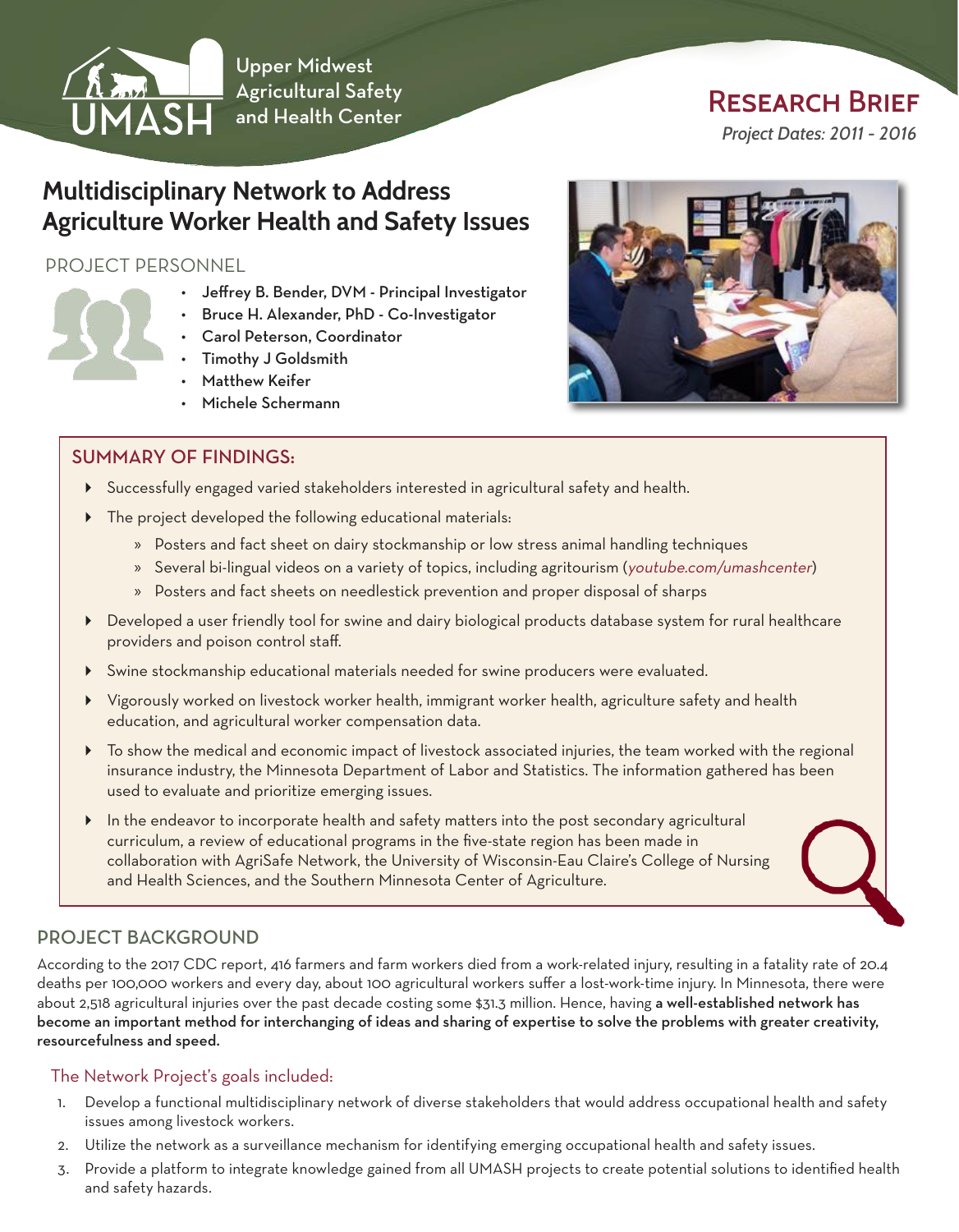Upper Midwest Agricultural Safety and Health Center

UMASH

## Research Brief

*Project Dates: 2011 - 2016*

# Multidisciplinary Network to Address Agriculture Worker Health and Safety Issues

## PROJECT PERSONNEL

- Jeffrey B. Bender, DVM - Principal Investigator
- Bruce H. Alexander, PhD - Co-Investigator
- Carol Peterson, Coordinator
- Timothy J Goldsmith
- Matthew Keifer
- Michele Schermann

## SUMMARY OF FINDINGS:

- Successfully engaged varied stakeholders interested in agricultural safety and health.
- The project developed the following educational materials:
  - Posters and fact sheet on dairy stockmanship or low stress animal handling techniques
  - Several bi-lingual videos on a variety of topics, including agritourism (*youtube.com/umashcenter*)
  - Posters and fact sheets on needlestick prevention and proper disposal of sharps
- Developed a user friendly tool for swine and dairy biological products database system for rural healthcare providers and poison control staff.
- Swine stockmanship educational materials needed for swine producers were evaluated.
- Vigorously worked on livestock worker health, immigrant worker health, agriculture safety and health education, and agricultural worker compensation data.
- To show the medical and economic impact of livestock associated injuries, the team worked with the regional insurance industry, the Minnesota Department of Labor and Statistics. The information gathered has been used to evaluate and prioritize emerging issues.
- In the endeavor to incorporate health and safety matters into the post secondary agricultural curriculum, a review of educational programs in the five-state region has been made in collaboration with AgriSafe Network, the University of Wisconsin-Eau Claire's College of Nursing and Health Sciences, and the Southern Minnesota Center of Agriculture.

## PROJECT BACKGROUND

According to the 2017 CDC report, 416 farmers and farm workers died from a work-related injury, resulting in a fatality rate of 20.4 deaths per 100,000 workers and every day, about 100 agricultural workers suffer a lost-work-time injury. In Minnesota, there were about 2,518 agricultural injuries over the past decade costing some $31.3 million. Hence, having **a well-established network has become an important method for interchanging of ideas and sharing of expertise to solve the problems with greater creativity, resourcefulness and speed.**

### The Network Project's goals included:

1. Develop a functional multidisciplinary network of diverse stakeholders that would address occupational health and safety issues among livestock workers.
2. Utilize the network as a surveillance mechanism for identifying emerging occupational health and safety issues.
3. Provide a platform to integrate knowledge gained from all UMASH projects to create potential solutions to identified health and safety hazards.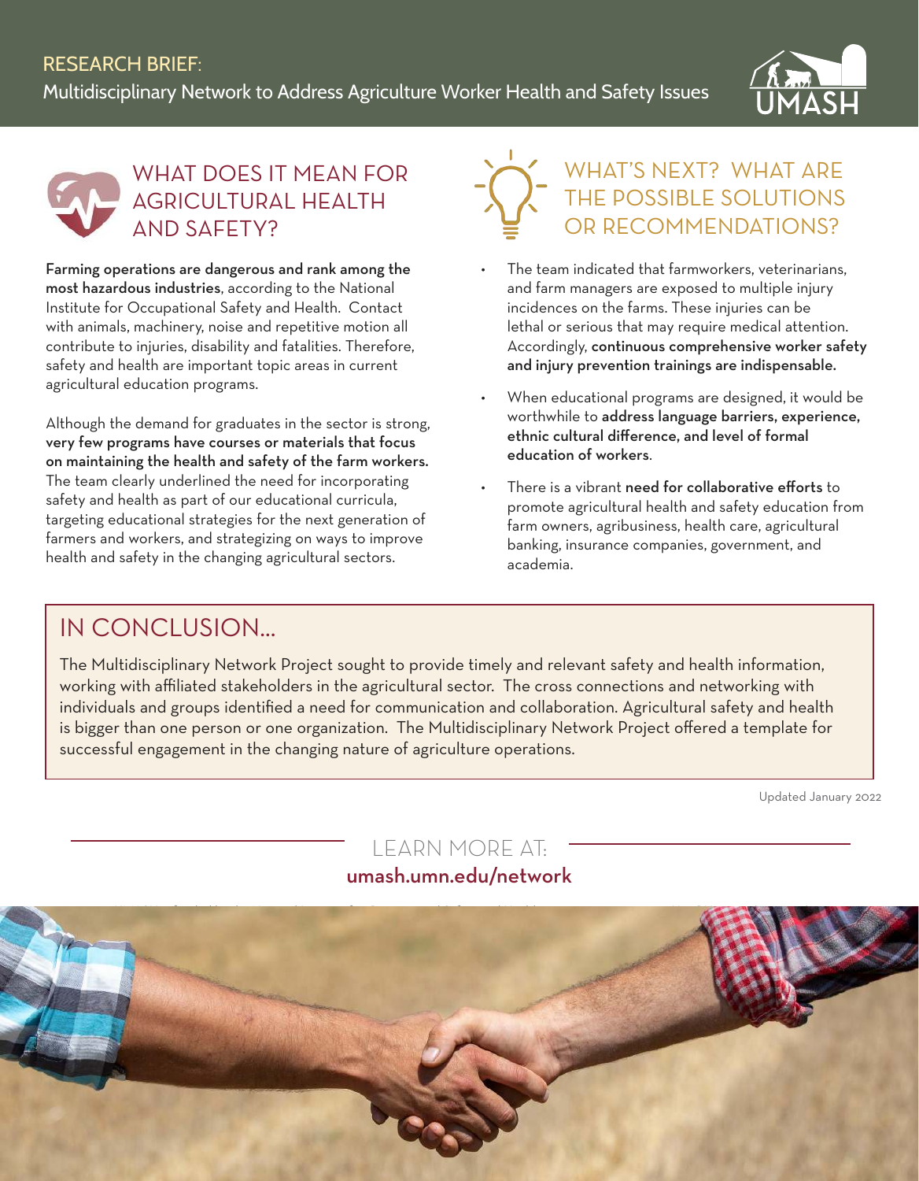RESEARCH BRIEF:

Multidisciplinary Network to Address Agriculture Worker Health and Safety Issues

## WHAT DOES IT MEAN FOR AGRICULTURAL HEALTH AND SAFETY?

**Farming operations are dangerous and rank among the most hazardous industries**, according to the National Institute for Occupational Safety and Health. Contact with animals, machinery, noise and repetitive motion all contribute to injuries, disability and fatalities. Therefore, safety and health are important topic areas in current agricultural education programs.

Although the demand for graduates in the sector is strong, **very few programs have courses or materials that focus on maintaining the health and safety of the farm workers.** The team clearly underlined the need for incorporating safety and health as part of our educational curricula, targeting educational strategies for the next generation of farmers and workers, and strategizing on ways to improve health and safety in the changing agricultural sectors.

## WHAT'S NEXT? WHAT ARE THE POSSIBLE SOLUTIONS OR RECOMMENDATIONS?

- The team indicated that farmworkers, veterinarians, and farm managers are exposed to multiple injury incidences on the farms. These injuries can be lethal or serious that may require medical attention. Accordingly, **continuous comprehensive worker safety and injury prevention trainings are indispensable.**
- When educational programs are designed, it would be worthwhile to **address language barriers, experience, ethnic cultural difference, and level of formal education of workers**.
- There is a vibrant **need for collaborative efforts** to promote agricultural health and safety education from farm owners, agribusiness, health care, agricultural banking, insurance companies, government, and academia.

## IN CONCLUSION...

The Multidisciplinary Network Project sought to provide timely and relevant safety and health information, working with affiliated stakeholders in the agricultural sector. The cross connections and networking with individuals and groups identified a need for communication and collaboration. Agricultural safety and health is bigger than one person or one organization. The Multidisciplinary Network Project offered a template for successful engagement in the changing nature of agriculture operations.

Updated January 2022

LEARN MORE AT:

**umash.umn.edu/network**